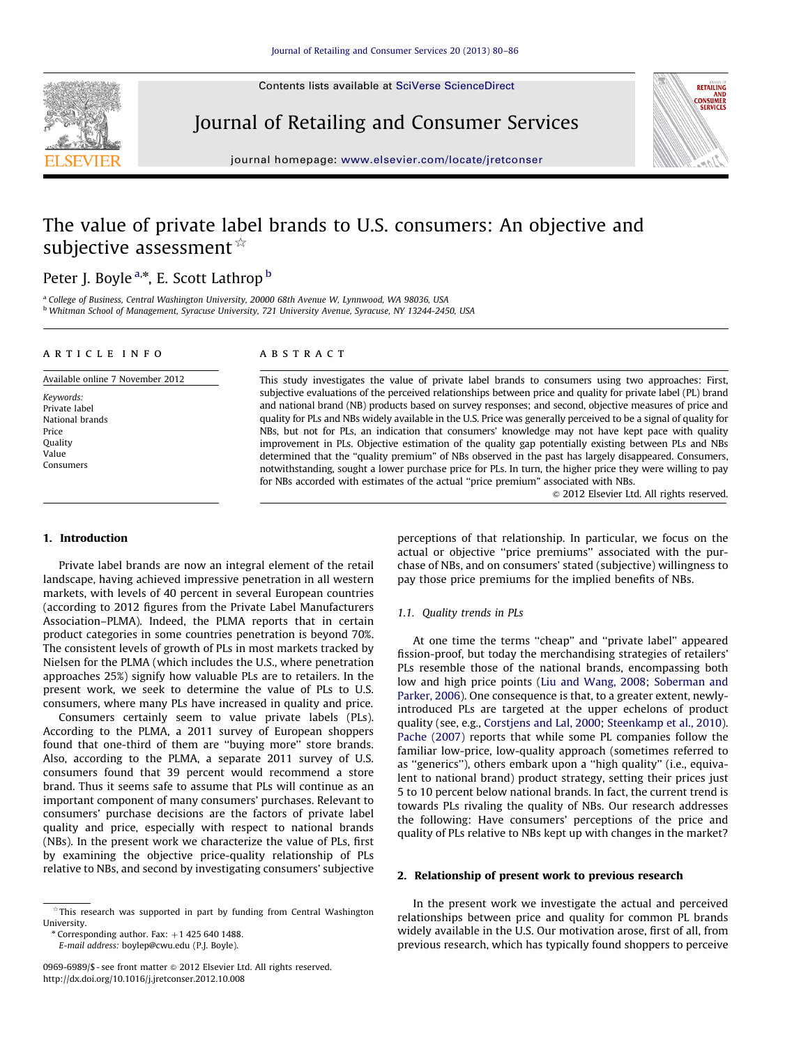# The value of private label brands to U.S. consumers: An objective and subjective assessment ☆

Peter J. Boyle [a,*], E. Scott Lathrop [b]

[a] College of Business, Central Washington University, 20000 68th Avenue W, Lynnwood, WA 98036, USA
[b] Whitman School of Management, Syracuse University, 721 University Avenue, Syracuse, NY 13244-2450, USA

**ARTICLE INFO**

Available online 7 November 2012

*Keywords:*
Private label
National brands
Price
Quality
Value
Consumers

**ABSTRACT**

This study investigates the value of private label brands to consumers using two approaches: First, subjective evaluations of the perceived relationships between price and quality for private label (PL) brand and national brand (NB) products based on survey responses; and second, objective measures of price and quality for PLs and NBs widely available in the U.S. Price was generally perceived to be a signal of quality for NBs, but not for PLs, an indication that consumers' knowledge may not have kept pace with quality improvement in PLs. Objective estimation of the quality gap potentially existing between PLs and NBs determined that the "quality premium" of NBs observed in the past has largely disappeared. Consumers, notwithstanding, sought a lower purchase price for PLs. In turn, the higher price they were willing to pay for NBs accorded with estimates of the actual "price premium" associated with NBs.

© 2012 Elsevier Ltd. All rights reserved.

## 1. Introduction

Private label brands are now an integral element of the retail landscape, having achieved impressive penetration in all western markets, with levels of 40 percent in several European countries (according to 2012 figures from the Private Label Manufacturers Association–PLMA). Indeed, the PLMA reports that in certain product categories in some countries penetration is beyond 70%. The consistent levels of growth of PLs in most markets tracked by Nielsen for the PLMA (which includes the U.S., where penetration approaches 25%) signify how valuable PLs are to retailers. In the present work, we seek to determine the value of PLs to U.S. consumers, where many PLs have increased in quality and price.

Consumers certainly seem to value private labels (PLs). According to the PLMA, a 2011 survey of European shoppers found that one-third of them are "buying more" store brands. Also, according to the PLMA, a separate 2011 survey of U.S. consumers found that 39 percent would recommend a store brand. Thus it seems safe to assume that PLs will continue as an important component of many consumers' purchases. Relevant to consumers' purchase decisions are the factors of private label quality and price, especially with respect to national brands (NBs). In the present work we characterize the value of PLs, first by examining the objective price-quality relationship of PLs relative to NBs, and second by investigating consumers' subjective perceptions of that relationship. In particular, we focus on the actual or objective "price premiums" associated with the purchase of NBs, and on consumers' stated (subjective) willingness to pay those price premiums for the implied benefits of NBs.

### 1.1. Quality trends in PLs

At one time the terms "cheap" and "private label" appeared fission-proof, but today the merchandising strategies of retailers' PLs resemble those of the national brands, encompassing both low and high price points (Liu and Wang, 2008; Soberman and Parker, 2006). One consequence is that, to a greater extent, newly-introduced PLs are targeted at the upper echelons of product quality (see, e.g., Corstjens and Lal, 2000; Steenkamp et al., 2010). Pache (2007) reports that while some PL companies follow the familiar low-price, low-quality approach (sometimes referred to as "generics"), others embark upon a "high quality" (i.e., equivalent to national brand) product strategy, setting their prices just 5 to 10 percent below national brands. In fact, the current trend is towards PLs rivaling the quality of NBs. Our research addresses the following: Have consumers' perceptions of the price and quality of PLs relative to NBs kept up with changes in the market?

## 2. Relationship of present work to previous research

In the present work we investigate the actual and perceived relationships between price and quality for common PL brands widely available in the U.S. Our motivation arose, first of all, from previous research, which has typically found shoppers to perceive

---

☆ This research was supported in part by funding from Central Washington University.

\* Corresponding author. Fax: +1 425 640 1488.
E-mail address: boylep@cwu.edu (P.J. Boyle).

0969-6989/$ - see front matter © 2012 Elsevier Ltd. All rights reserved.
http://dx.doi.org/10.1016/j.jretconser.2012.10.008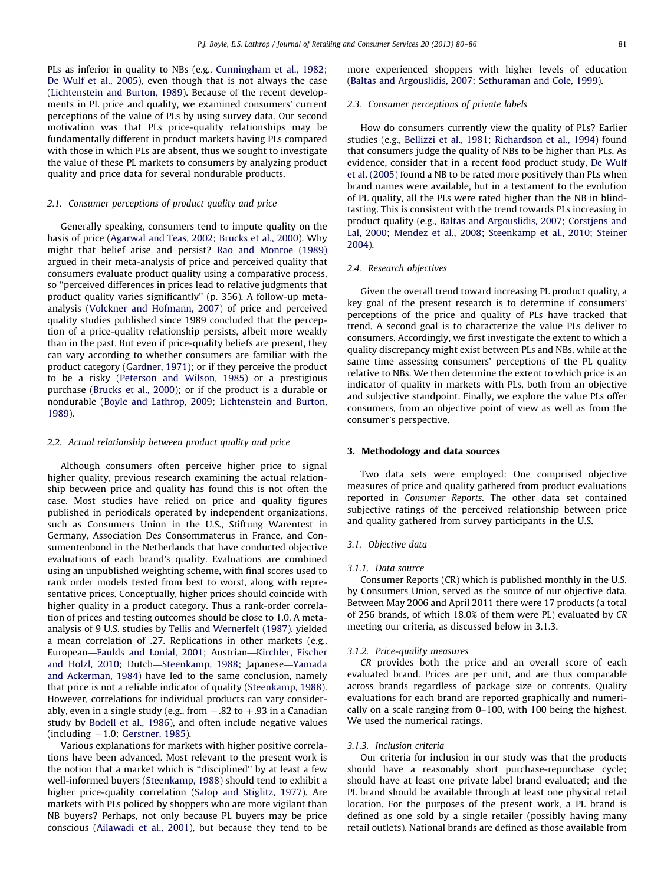PLs as inferior in quality to NBs (e.g., Cunningham et al., 1982; De Wulf et al., 2005), even though that is not always the case (Lichtenstein and Burton, 1989). Because of the recent developments in PL price and quality, we examined consumers' current perceptions of the value of PLs by using survey data. Our second motivation was that PLs price-quality relationships may be fundamentally different in product markets having PLs compared with those in which PLs are absent, thus we sought to investigate the value of these PL markets to consumers by analyzing product quality and price data for several nondurable products.

### 2.1. Consumer perceptions of product quality and price

Generally speaking, consumers tend to impute quality on the basis of price (Agarwal and Teas, 2002; Brucks et al., 2000). Why might that belief arise and persist? Rao and Monroe (1989) argued in their meta-analysis of price and perceived quality that consumers evaluate product quality using a comparative process, so "perceived differences in prices lead to relative judgments that product quality varies significantly" (p. 356). A follow-up meta-analysis (Volckner and Hofmann, 2007) of price and perceived quality studies published since 1989 concluded that the perception of a price-quality relationship persists, albeit more weakly than in the past. But even if price-quality beliefs are present, they can vary according to whether consumers are familiar with the product category (Gardner, 1971); or if they perceive the product to be a risky (Peterson and Wilson, 1985) or a prestigious purchase (Brucks et al., 2000); or if the product is a durable or nondurable (Boyle and Lathrop, 2009; Lichtenstein and Burton, 1989).

### 2.2. Actual relationship between product quality and price

Although consumers often perceive higher price to signal higher quality, previous research examining the actual relationship between price and quality has found this is not often the case. Most studies have relied on price and quality figures published in periodicals operated by independent organizations, such as Consumers Union in the U.S., Stiftung Warentest in Germany, Association Des Consommaterus in France, and Consumentenbond in the Netherlands that have conducted objective evaluations of each brand's quality. Evaluations are combined using an unpublished weighting scheme, with final scores used to rank order models tested from best to worst, along with representative prices. Conceptually, higher prices should coincide with higher quality in a product category. Thus a rank-order correlation of prices and testing outcomes should be close to 1.0. A meta-analysis of 9 U.S. studies by Tellis and Wernerfelt (1987). yielded a mean correlation of .27. Replications in other markets (e.g., European—Faulds and Lonial, 2001; Austrian—Kirchler, Fischer and Holzl, 2010; Dutch—Steenkamp, 1988; Japanese—Yamada and Ackerman, 1984) have led to the same conclusion, namely that price is not a reliable indicator of quality (Steenkamp, 1988). However, correlations for individual products can vary considerably, even in a single study (e.g., from −.82 to +.93 in a Canadian study by Bodell et al., 1986), and often include negative values (including −1.0; Gerstner, 1985).

Various explanations for markets with higher positive correlations have been advanced. Most relevant to the present work is the notion that a market which is "disciplined" by at least a few well-informed buyers (Steenkamp, 1988) should tend to exhibit a higher price-quality correlation (Salop and Stiglitz, 1977). Are markets with PLs policed by shoppers who are more vigilant than NB buyers? Perhaps, not only because PL buyers may be price conscious (Ailawadi et al., 2001), but because they tend to be more experienced shoppers with higher levels of education (Baltas and Argouslidis, 2007; Sethuraman and Cole, 1999).

### 2.3. Consumer perceptions of private labels

How do consumers currently view the quality of PLs? Earlier studies (e.g., Bellizzi et al., 1981; Richardson et al., 1994) found that consumers judge the quality of NBs to be higher than PLs. As evidence, consider that in a recent food product study, De Wulf et al. (2005) found a NB to be rated more positively than PLs when brand names were available, but in a testament to the evolution of PL quality, all the PLs were rated higher than the NB in blind-tasting. This is consistent with the trend towards PLs increasing in product quality (e.g., Baltas and Argouslidis, 2007; Corstjens and Lal, 2000; Mendez et al., 2008; Steenkamp et al., 2010; Steiner 2004).

### 2.4. Research objectives

Given the overall trend toward increasing PL product quality, a key goal of the present research is to determine if consumers' perceptions of the price and quality of PLs have tracked that trend. A second goal is to characterize the value PLs deliver to consumers. Accordingly, we first investigate the extent to which a quality discrepancy might exist between PLs and NBs, while at the same time assessing consumers' perceptions of the PL quality relative to NBs. We then determine the extent to which price is an indicator of quality in markets with PLs, both from an objective and subjective standpoint. Finally, we explore the value PLs offer consumers, from an objective point of view as well as from the consumer's perspective.

## 3. Methodology and data sources

Two data sets were employed: One comprised objective measures of price and quality gathered from product evaluations reported in *Consumer Reports.* The other data set contained subjective ratings of the perceived relationship between price and quality gathered from survey participants in the U.S.

### 3.1. Objective data

#### 3.1.1. Data source

Consumer Reports (CR) which is published monthly in the U.S. by Consumers Union, served as the source of our objective data. Between May 2006 and April 2011 there were 17 products (a total of 256 brands, of which 18.0% of them were PL) evaluated by *CR* meeting our criteria, as discussed below in 3.1.3.

#### 3.1.2. Price-quality measures

*CR* provides both the price and an overall score of each evaluated brand. Prices are per unit, and are thus comparable across brands regardless of package size or contents. Quality evaluations for each brand are reported graphically and numerically on a scale ranging from 0–100, with 100 being the highest. We used the numerical ratings.

#### 3.1.3. Inclusion criteria

Our criteria for inclusion in our study was that the products should have a reasonably short purchase-repurchase cycle; should have at least one private label brand evaluated; and the PL brand should be available through at least one physical retail location. For the purposes of the present work, a PL brand is defined as one sold by a single retailer (possibly having many retail outlets). National brands are defined as those available from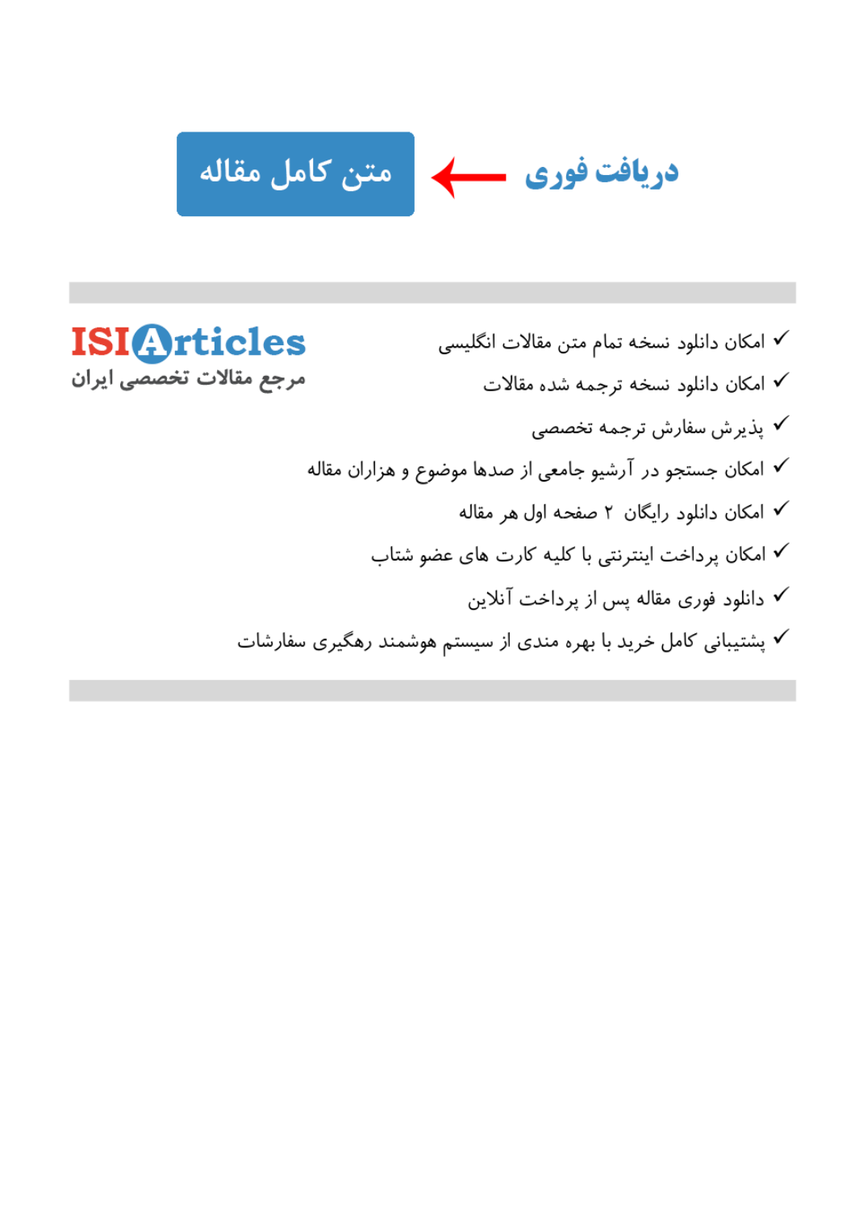دریافت فوری ← **متن کامل مقاله**

**ISIArticles**
مرجع مقالات تخصصی ایران

- ✓ امکان دانلود نسخه تمام متن مقالات انگلیسی
- ✓ امکان دانلود نسخه ترجمه شده مقالات
- ✓ پذیرش سفارش ترجمه تخصصی
- ✓ امکان جستجو در آرشیو جامعی از صدها موضوع و هزاران مقاله
- ✓ امکان دانلود رایگان ۲ صفحه اول هر مقاله
- ✓ امکان پرداخت اینترنتی با کلیه کارت های عضو شتاب
- ✓ دانلود فوری مقاله پس از پرداخت آنلاین
- ✓ پشتیبانی کامل خرید با بهره مندی از سیستم هوشمند رهگیری سفارشات